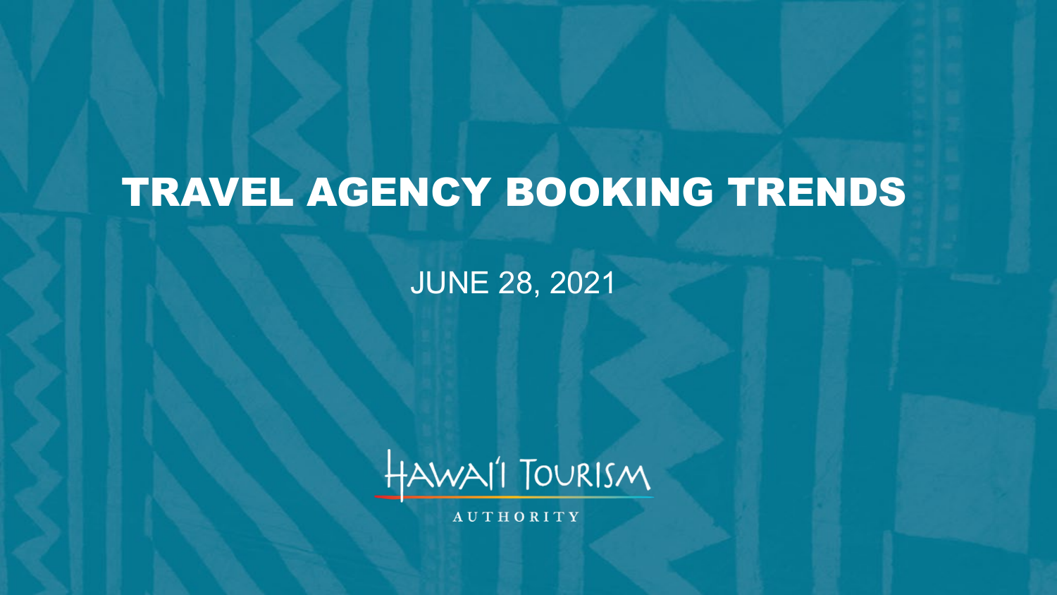# TRAVEL AGENCY BOOKING TRENDS

JUNE 28, 2021

HAWAI'I TOURISM AUTHORITY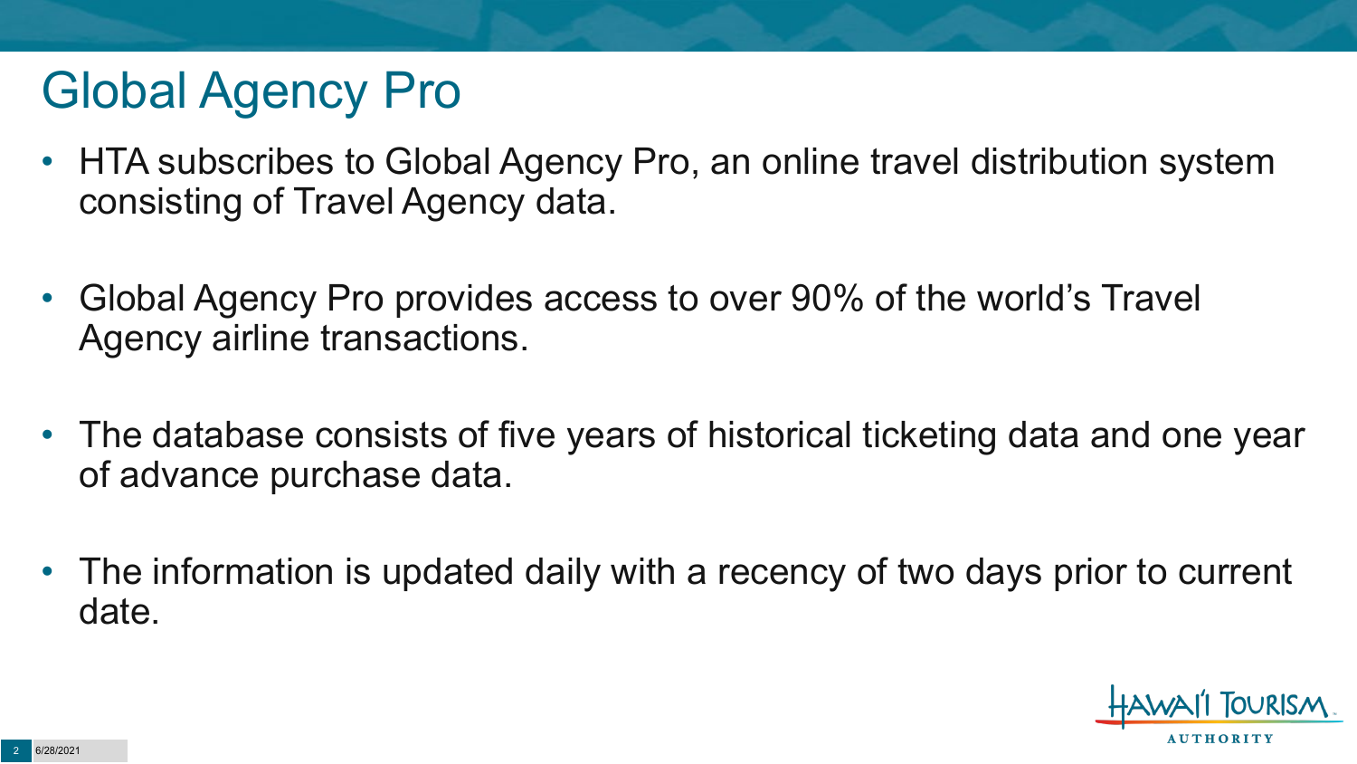# Global Agency Pro

- HTA subscribes to Global Agency Pro, an online travel distribution system consisting of Travel Agency data.
- Global Agency Pro provides access to over 90% of the world's Travel Agency airline transactions.
- The database consists of five years of historical ticketing data and one year of advance purchase data.
- The information is updated daily with a recency of two days prior to current date.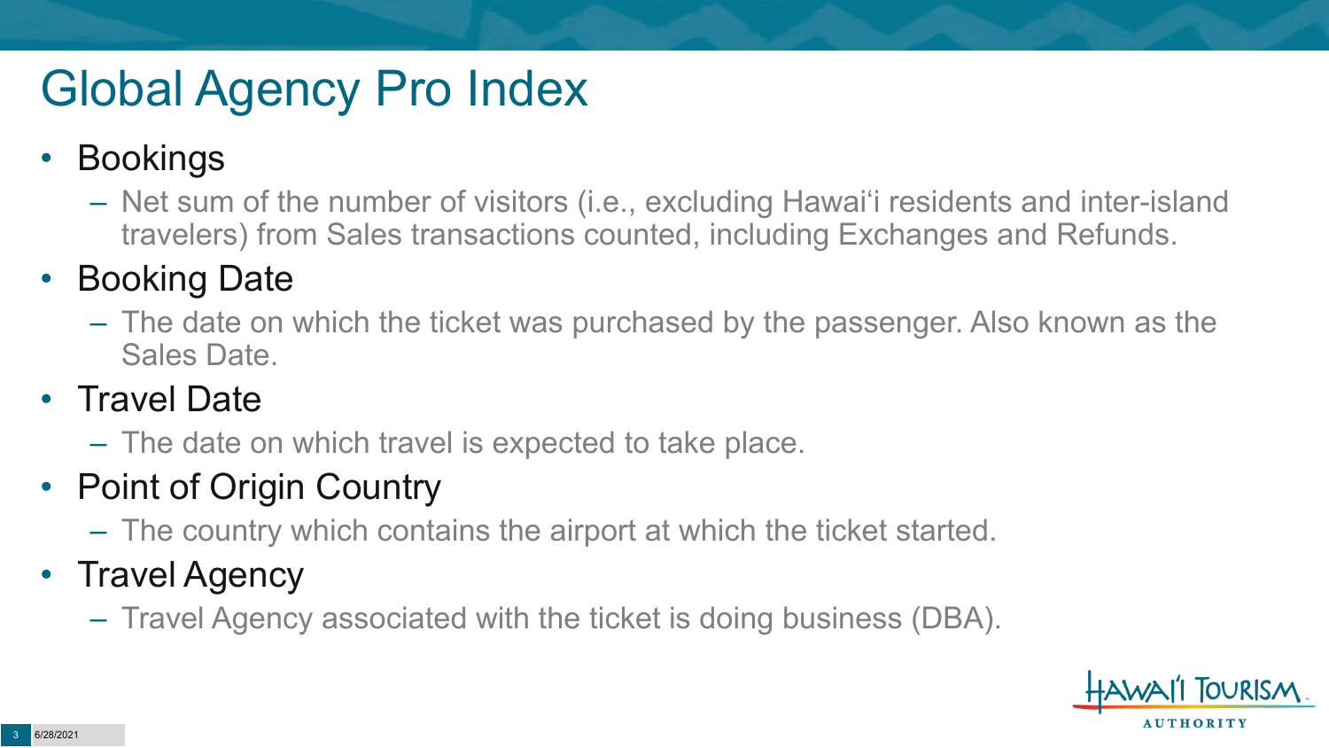# Global Agency Pro Index

- Bookings
  - Net sum of the number of visitors (i.e., excluding Hawai'i residents and inter-island travelers) from Sales transactions counted, including Exchanges and Refunds.
- Booking Date
  - The date on which the ticket was purchased by the passenger. Also known as the Sales Date.
- Travel Date
  - The date on which travel is expected to take place.
- Point of Origin Country
  - The country which contains the airport at which the ticket started.
- Travel Agency
  - Travel Agency associated with the ticket is doing business (DBA).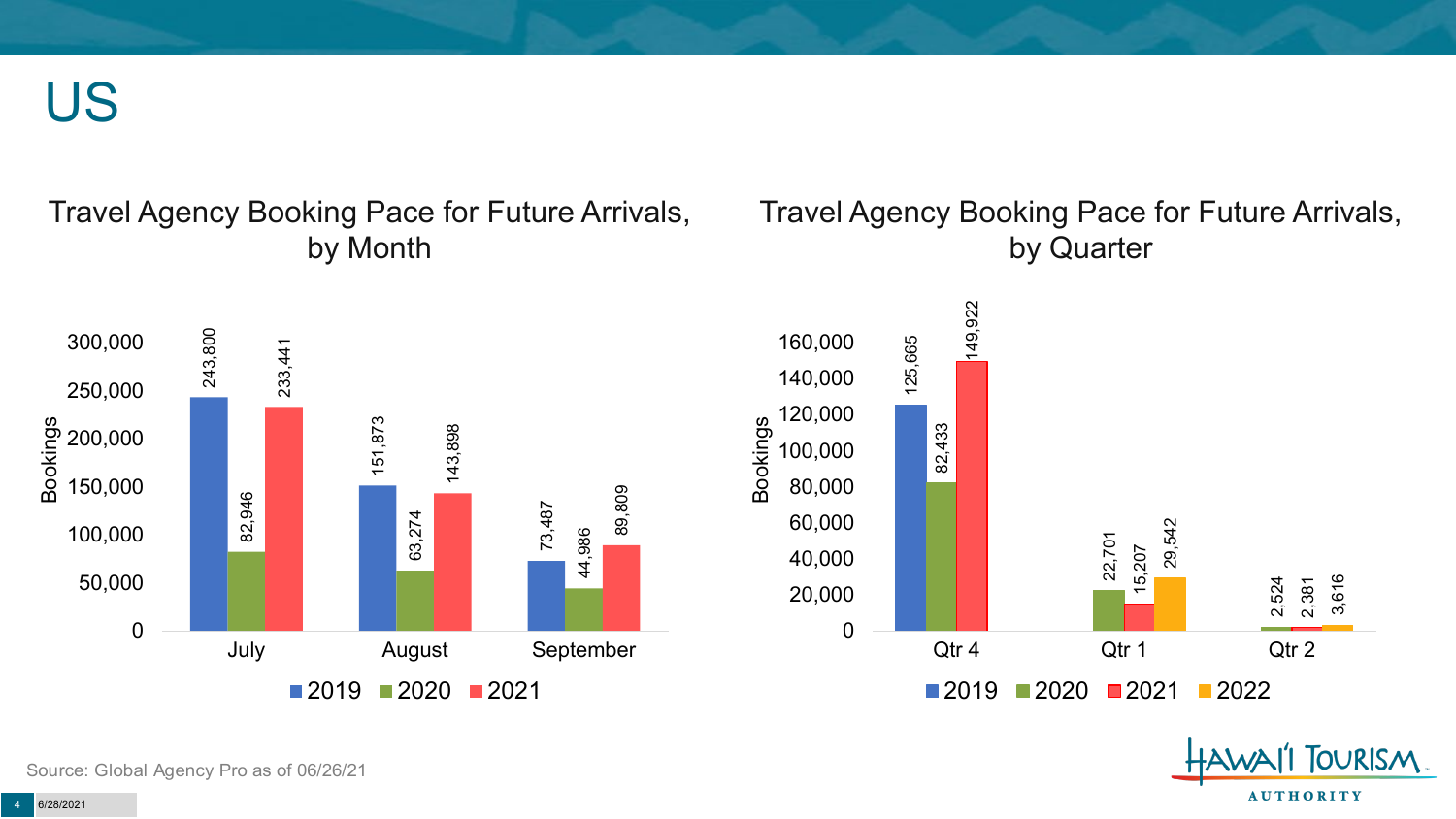# US

## Travel Agency Booking Pace for Future Arrivals, by Month

| Month | 2019 | 2020 | 2021 |
|---|---|---|---|
| July | 243,800 | 82,946 | 233,441 |
| August | 151,873 | 63,274 | 143,898 |
| September | 73,487 | 44,986 | 89,809 |

## Travel Agency Booking Pace for Future Arrivals, by Quarter

| Quarter | 2019 | 2020 | 2021 | 2022 |
|---|---|---|---|---|
| Qtr 4 | 125,665 | 82,433 | 149,922 | |
| Qtr 1 | | 22,701 | 15,207 | 29,542 |
| Qtr 2 | | 2,524 | 2,381 | 3,616 |

Source: Global Agency Pro as of 06/26/21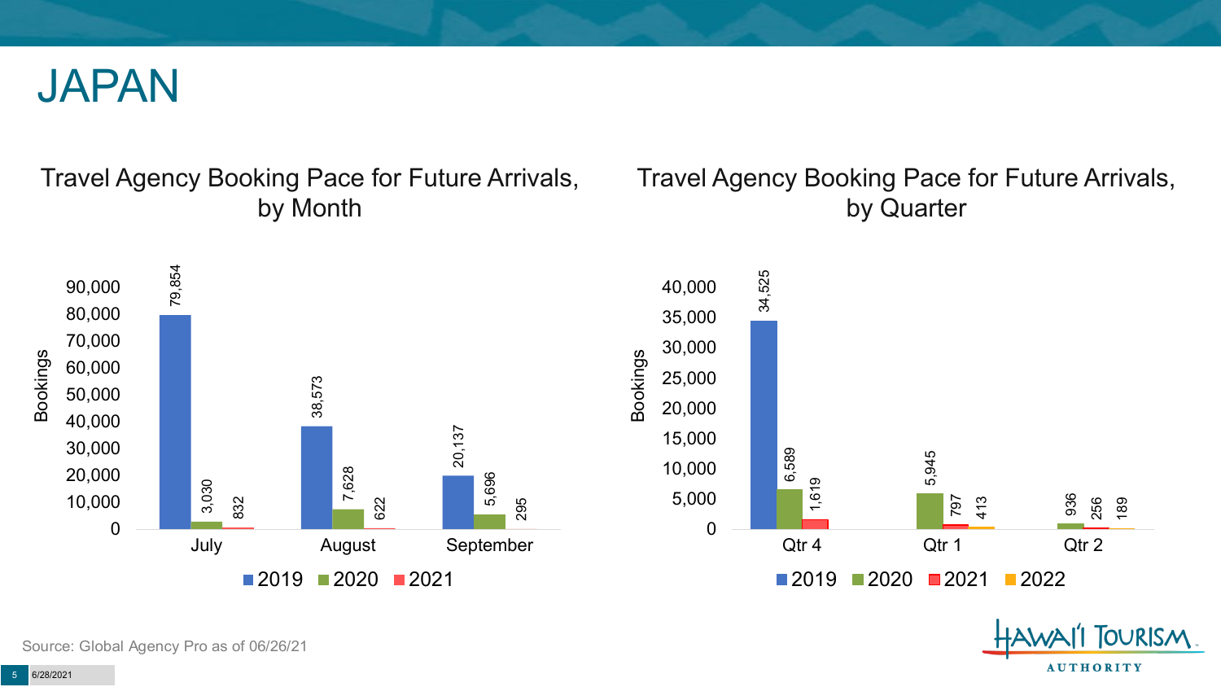# JAPAN

## Travel Agency Booking Pace for Future Arrivals, by Month

| Month | 2019 | 2020 | 2021 |
|---|---|---|---|
| July | 79,854 | 3,030 | 832 |
| August | 38,573 | 7,628 | 622 |
| September | 20,137 | 5,696 | 295 |

## Travel Agency Booking Pace for Future Arrivals, by Quarter

| Quarter | 2019 | 2020 | 2021 | 2022 |
|---|---|---|---|---|
| Qtr 4 | 34,525 | 6,589 | 1,619 | |
| Qtr 1 | | 5,945 | 797 | 413 |
| Qtr 2 | | 936 | 256 | 189 |

Source: Global Agency Pro as of 06/26/21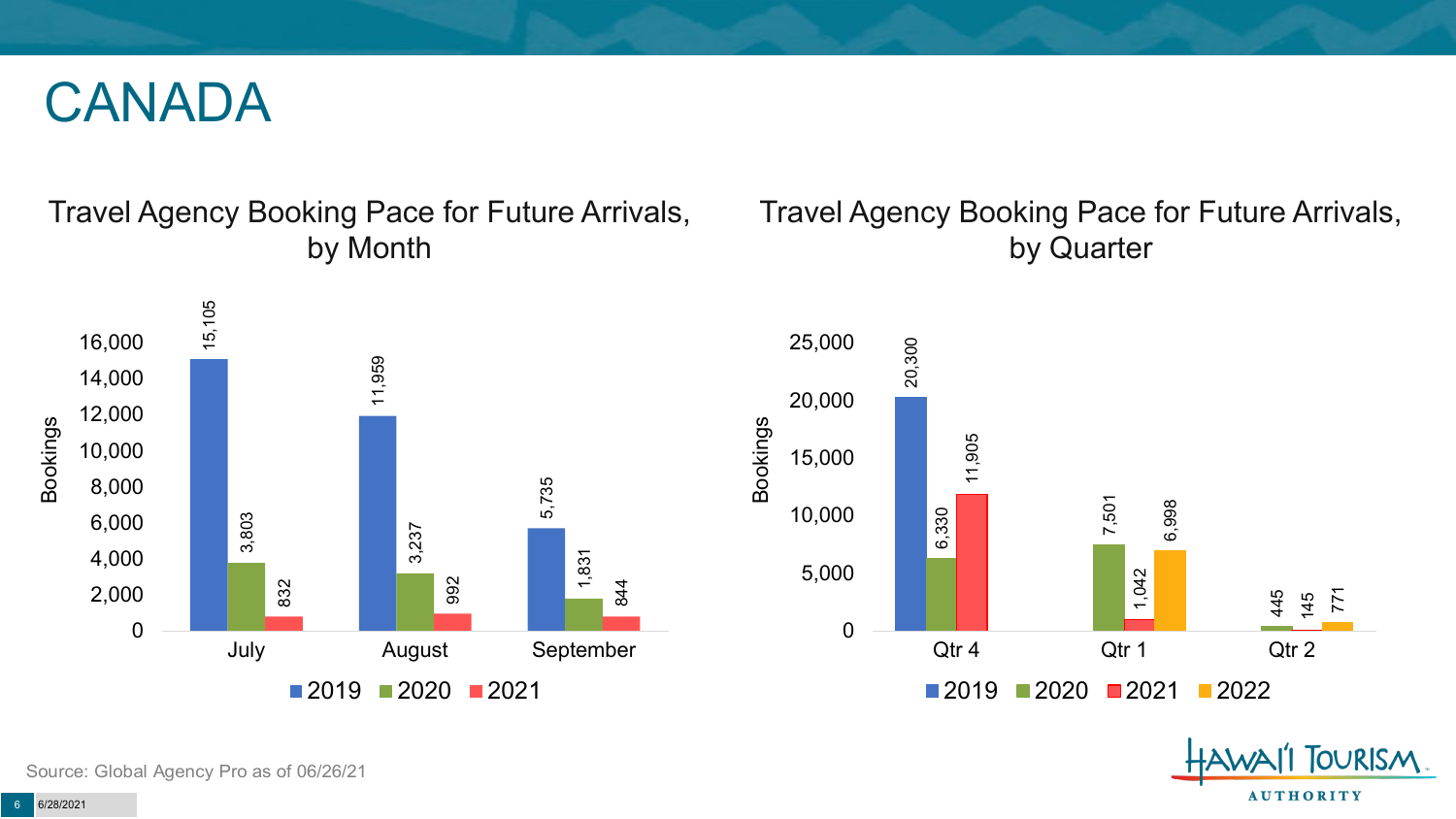# CANADA

## Travel Agency Booking Pace for Future Arrivals, by Month

| Month | 2019 | 2020 | 2021 |
| --- | --- | --- | --- |
| July | 15,105 | 3,803 | 832 |
| August | 11,959 | 3,237 | 992 |
| September | 5,735 | 1,831 | 844 |

## Travel Agency Booking Pace for Future Arrivals, by Quarter

| Quarter | 2019 | 2020 | 2021 | 2022 |
| --- | --- | --- | --- | --- |
| Qtr 4 | 20,300 | 6,330 | 11,905 | |
| Qtr 1 | | 7,501 | 1,042 | 6,998 |
| Qtr 2 | | 445 | 145 | 771 |

Source: Global Agency Pro as of 06/26/21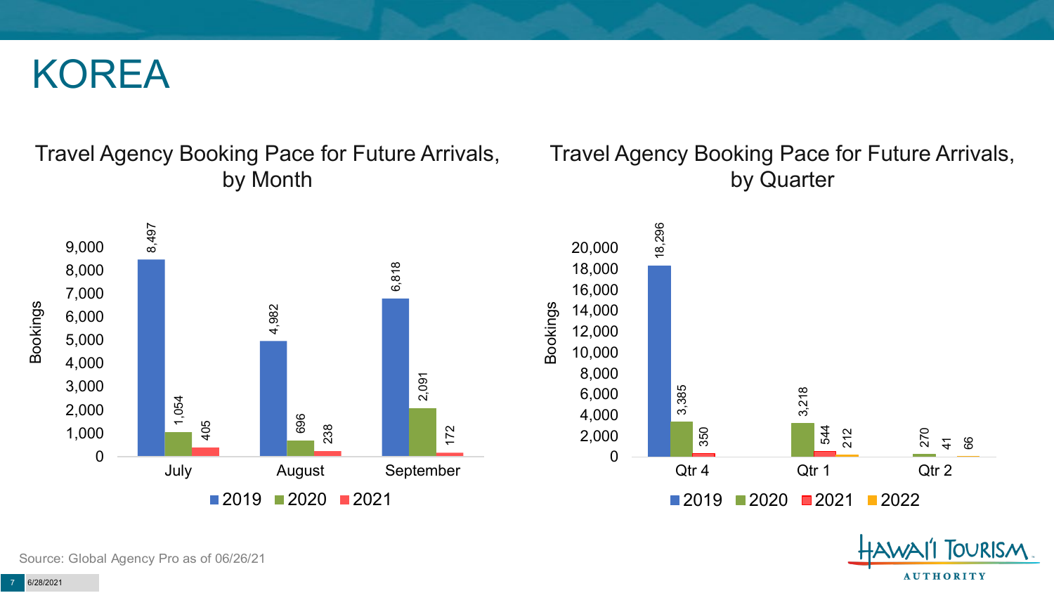# KOREA

## Travel Agency Booking Pace for Future Arrivals, by Month

| Month | 2019 | 2020 | 2021 |
| --- | --- | --- | --- |
| July | 8,497 | 1,054 | 405 |
| August | 4,982 | 696 | 238 |
| September | 6,818 | 2,091 | 172 |

## Travel Agency Booking Pace for Future Arrivals, by Quarter

| Quarter | 2019 | 2020 | 2021 | 2022 |
| --- | --- | --- | --- | --- |
| Qtr 4 | 18,296 | 3,385 | 350 | |
| Qtr 1 | | 3,218 | 544 | 212 |
| Qtr 2 | | 270 | 41 | 66 |

Source: Global Agency Pro as of 06/26/21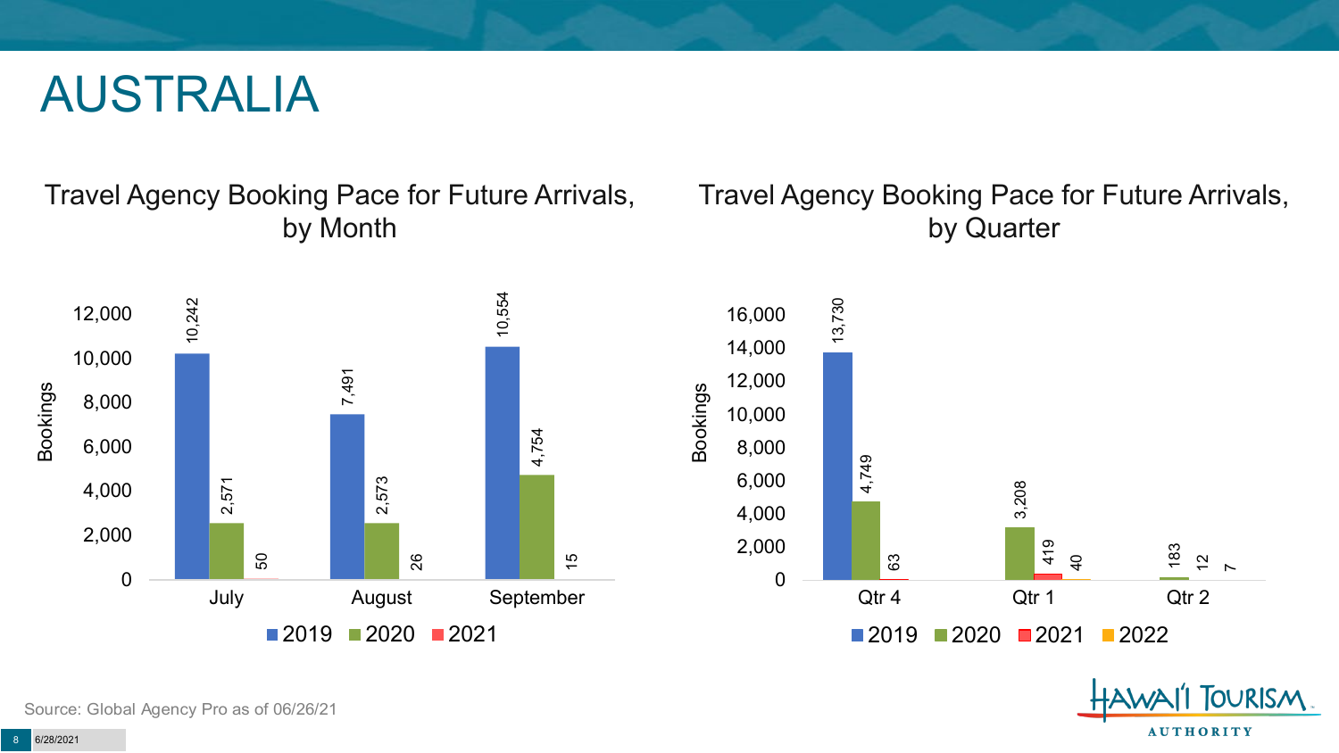# AUSTRALIA

## Travel Agency Booking Pace for Future Arrivals, by Month

| Month | 2019 | 2020 | 2021 |
|---|---|---|---|
| July | 10,242 | 2,571 | 50 |
| August | 7,491 | 2,573 | 26 |
| September | 10,554 | 4,754 | 15 |

## Travel Agency Booking Pace for Future Arrivals, by Quarter

| Quarter | 2019 | 2020 | 2021 | 2022 |
|---|---|---|---|---|
| Qtr 4 | 13,730 | 4,749 | 63 | |
| Qtr 1 | | 3,208 | 419 | 40 |
| Qtr 2 | | 183 | 12 | 7 |

Source: Global Agency Pro as of 06/26/21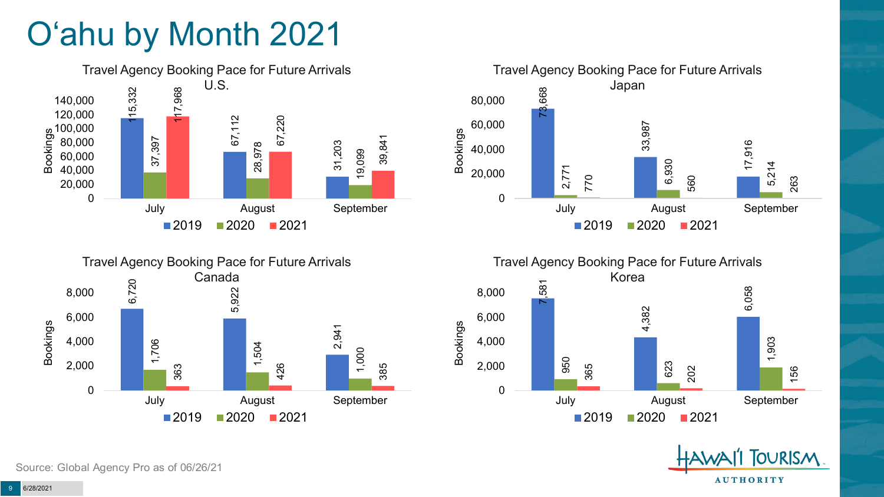# O'ahu by Month 2021

### Travel Agency Booking Pace for Future Arrivals U.S.

| Month | 2019 | 2020 | 2021 |
| --- | --- | --- | --- |
| July | 115,332 | 37,397 | 117,968 |
| August | 67,112 | 28,978 | 67,220 |
| September | 31,203 | 19,099 | 39,841 |

### Travel Agency Booking Pace for Future Arrivals Japan

| Month | 2019 | 2020 | 2021 |
| --- | --- | --- | --- |
| July | 73,668 | 2,771 | 770 |
| August | 33,987 | 6,930 | 560 |
| September | 17,916 | 5,214 | 263 |

### Travel Agency Booking Pace for Future Arrivals Canada

| Month | 2019 | 2020 | 2021 |
| --- | --- | --- | --- |
| July | 6,720 | 1,706 | 363 |
| August | 5,922 | 1,504 | 426 |
| September | 2,941 | 1,000 | 385 |

### Travel Agency Booking Pace for Future Arrivals Korea

| Month | 2019 | 2020 | 2021 |
| --- | --- | --- | --- |
| July | 7,581 | 950 | 365 |
| August | 4,382 | 623 | 202 |
| September | 6,058 | 1,903 | 156 |

Source: Global Agency Pro as of 06/26/21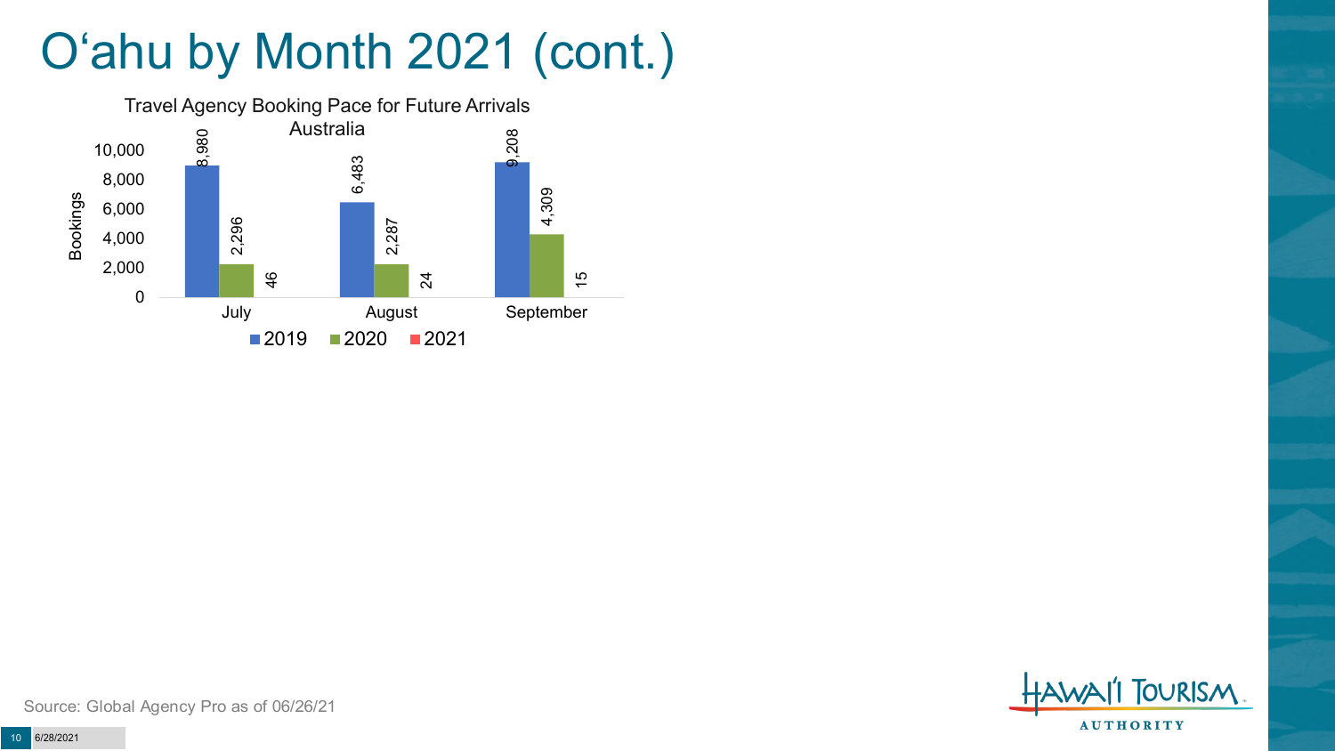# O‘ahu by Month 2021 (cont.)

Travel Agency Booking Pace for Future Arrivals
Australia

| Month | 2019 | 2020 | 2021 |
|---|---|---|---|
| July | 8,980 | 2,296 | 46 |
| August | 6,483 | 2,287 | 24 |
| September | 9,208 | 4,309 | 15 |

Source: Global Agency Pro as of 06/26/21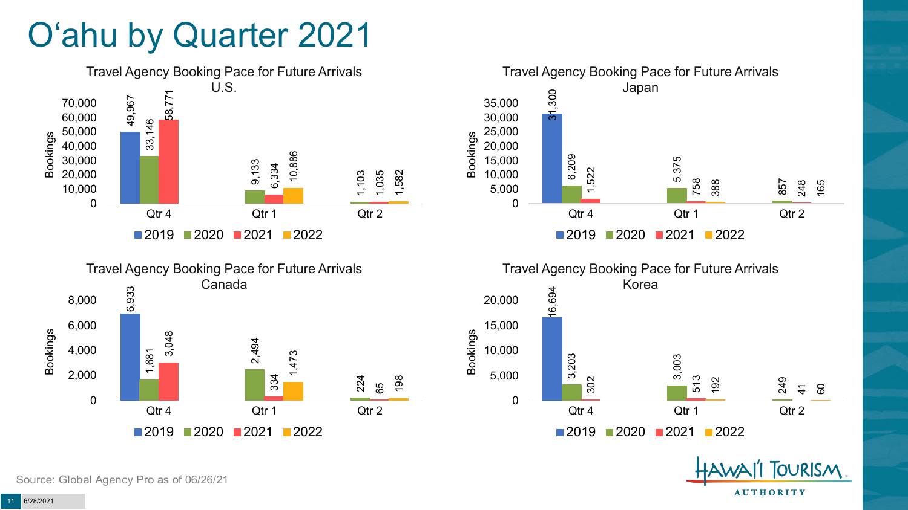# O'ahu by Quarter 2021

### Travel Agency Booking Pace for Future Arrivals U.S.

| Quarter | 2019 | 2020 | 2021 | 2022 |
|---|---|---|---|---|
| Qtr 4 | 49,967 | 33,146 | 58,771 | |
| Qtr 1 | | 9,133 | 6,334 | 10,886 |
| Qtr 2 | | 1,103 | 1,035 | 1,582 |

### Travel Agency Booking Pace for Future Arrivals Japan

| Quarter | 2019 | 2020 | 2021 | 2022 |
|---|---|---|---|---|
| Qtr 4 | 31,300 | 6,209 | 1,522 | |
| Qtr 1 | | 5,375 | 758 | 388 |
| Qtr 2 | | 857 | 248 | 165 |

### Travel Agency Booking Pace for Future Arrivals Canada

| Quarter | 2019 | 2020 | 2021 | 2022 |
|---|---|---|---|---|
| Qtr 4 | 6,933 | 1,681 | 3,048 | |
| Qtr 1 | | 2,494 | 334 | 1,473 |
| Qtr 2 | | 224 | 65 | 198 |

### Travel Agency Booking Pace for Future Arrivals Korea

| Quarter | 2019 | 2020 | 2021 | 2022 |
|---|---|---|---|---|
| Qtr 4 | 16,694 | 3,203 | 302 | |
| Qtr 1 | | 3,003 | 513 | 192 |
| Qtr 2 | | 249 | 41 | 60 |

Source: Global Agency Pro as of 06/26/21

6/28/2021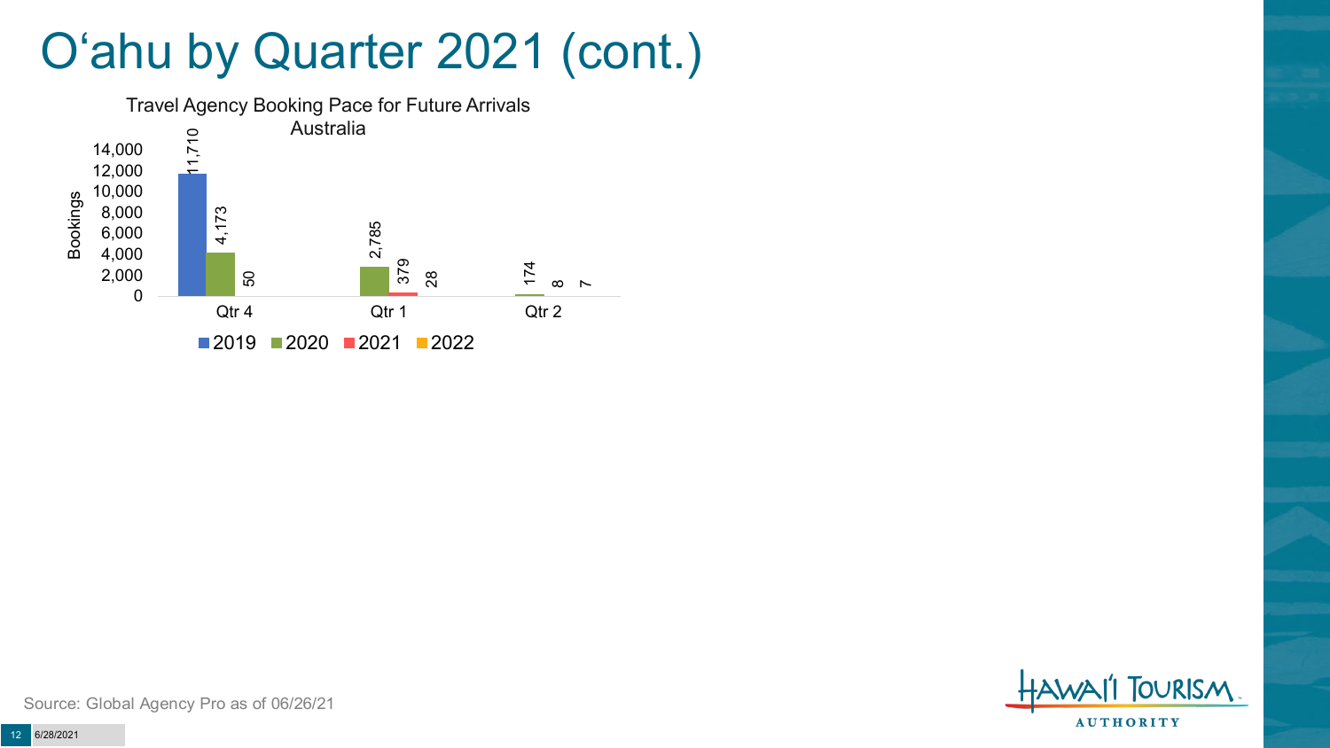# O'ahu by Quarter 2021 (cont.)

Travel Agency Booking Pace for Future Arrivals
Australia

| | 2019 | 2020 | 2021 | 2022 |
|---|---|---|---|---|
| Qtr 4 | 11,710 | 4,173 | 50 | |
| Qtr 1 | | 2,785 | 379 | 28 |
| Qtr 2 | | 174 | 8 | 7 |

Source: Global Agency Pro as of 06/26/21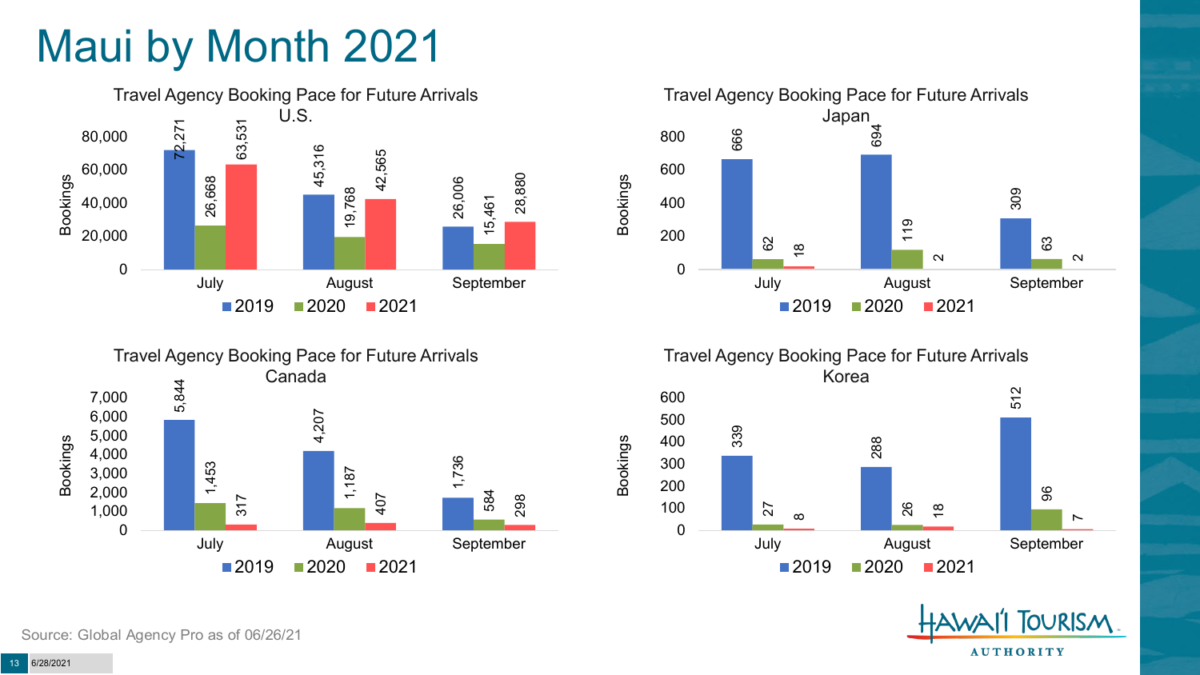# Maui by Month 2021

## Travel Agency Booking Pace for Future Arrivals U.S.

| Month | 2019 | 2020 | 2021 |
| --- | --- | --- | --- |
| July | 72,271 | 26,668 | 63,531 |
| August | 45,316 | 19,768 | 42,565 |
| September | 26,006 | 15,461 | 28,880 |

## Travel Agency Booking Pace for Future Arrivals Japan

| Month | 2019 | 2020 | 2021 |
| --- | --- | --- | --- |
| July | 666 | 62 | 18 |
| August | 694 | 119 | 2 |
| September | 309 | 63 | 2 |

## Travel Agency Booking Pace for Future Arrivals Canada

| Month | 2019 | 2020 | 2021 |
| --- | --- | --- | --- |
| July | 5,844 | 1,453 | 317 |
| August | 4,207 | 1,187 | 407 |
| September | 1,736 | 584 | 298 |

## Travel Agency Booking Pace for Future Arrivals Korea

| Month | 2019 | 2020 | 2021 |
| --- | --- | --- | --- |
| July | 339 | 27 | 8 |
| August | 288 | 26 | 18 |
| September | 512 | 96 | 7 |

Source: Global Agency Pro as of 06/26/21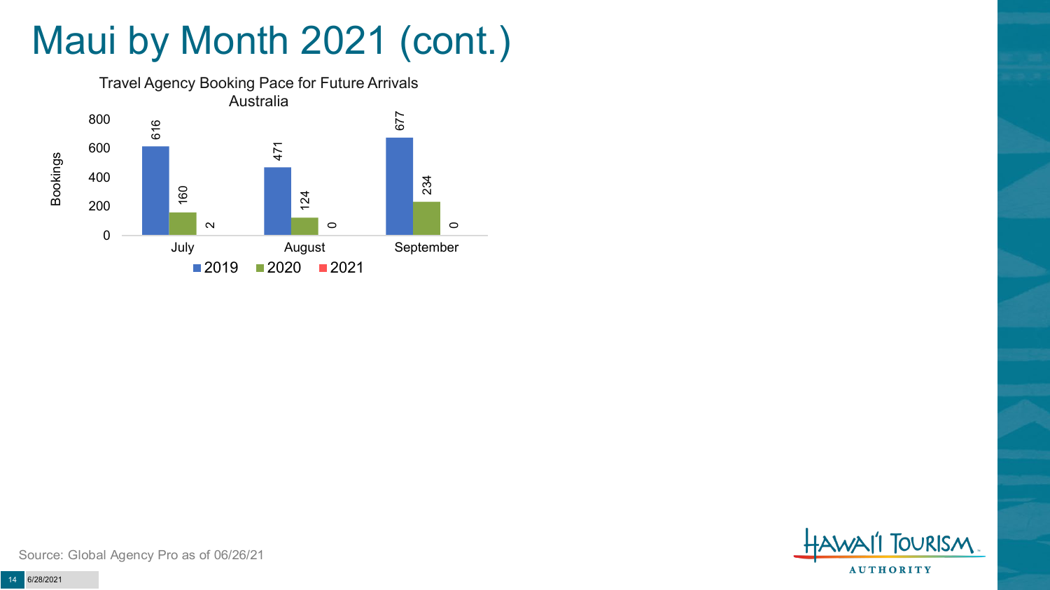# Maui by Month 2021 (cont.)

Travel Agency Booking Pace for Future Arrivals
Australia

| Month | 2019 | 2020 | 2021 |
| --- | --- | --- | --- |
| July | 616 | 160 | 2 |
| August | 471 | 124 | 0 |
| September | 677 | 234 | 0 |

Source: Global Agency Pro as of 06/26/21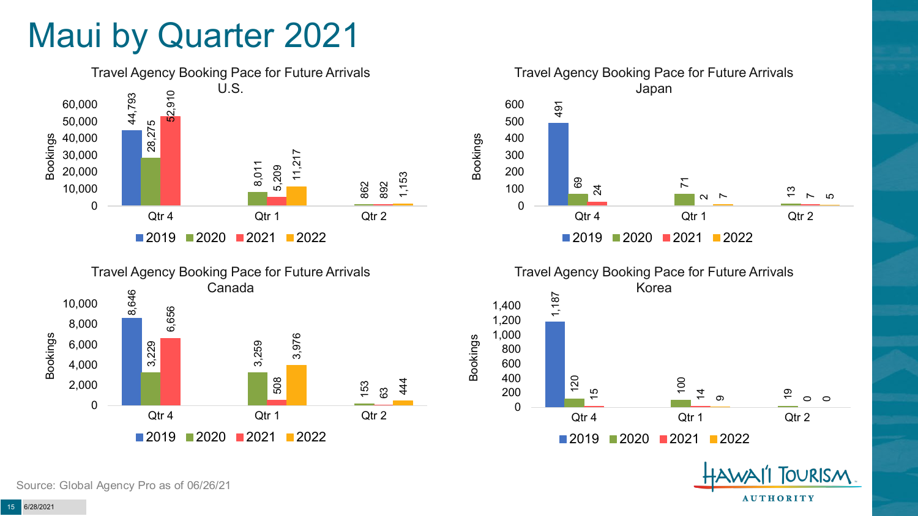# Maui by Quarter 2021

### Travel Agency Booking Pace for Future Arrivals U.S.

| Bookings | 2019 | 2020 | 2021 | 2022 |
|---|---|---|---|---|
| Qtr 4 | 44,793 | 28,275 | 52,910 | |
| Qtr 1 | | 8,011 | 5,209 | 11,217 |
| Qtr 2 | | 862 | 892 | 1,153 |

### Travel Agency Booking Pace for Future Arrivals Japan

| Bookings | 2019 | 2020 | 2021 | 2022 |
|---|---|---|---|---|
| Qtr 4 | 491 | 69 | 24 | |
| Qtr 1 | | 71 | 2 | 7 |
| Qtr 2 | | 13 | 7 | 5 |

### Travel Agency Booking Pace for Future Arrivals Canada

| Bookings | 2019 | 2020 | 2021 | 2022 |
|---|---|---|---|---|
| Qtr 4 | 8,646 | 3,229 | 6,656 | |
| Qtr 1 | | 3,259 | 508 | 3,976 |
| Qtr 2 | | 153 | 63 | 444 |

### Travel Agency Booking Pace for Future Arrivals Korea

| Bookings | 2019 | 2020 | 2021 | 2022 |
|---|---|---|---|---|
| Qtr 4 | 1,187 | 120 | 15 | |
| Qtr 1 | | 100 | 14 | 9 |
| Qtr 2 | | 19 | 0 | 0 |

Source: Global Agency Pro as of 06/26/21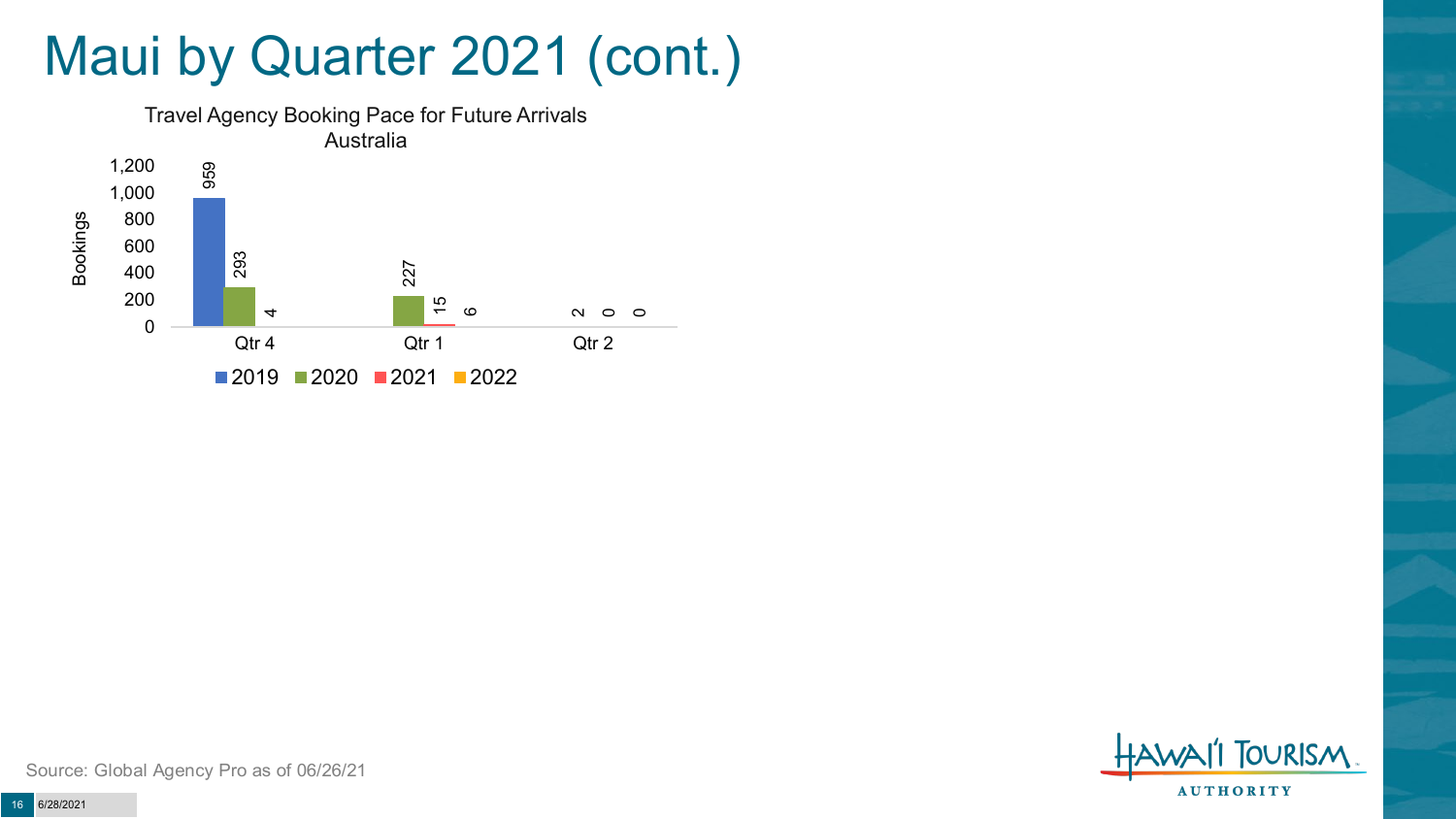# Maui by Quarter 2021 (cont.)

Travel Agency Booking Pace for Future Arrivals
Australia

| Quarter | 2019 | 2020 | 2021 | 2022 |
|---|---|---|---|---|
| Qtr 4 | 959 | 293 | 4 | |
| Qtr 1 | | 227 | 15 | 6 |
| Qtr 2 | | | 2 | 0 | 
| | | | | 0 |

Source: Global Agency Pro as of 06/26/21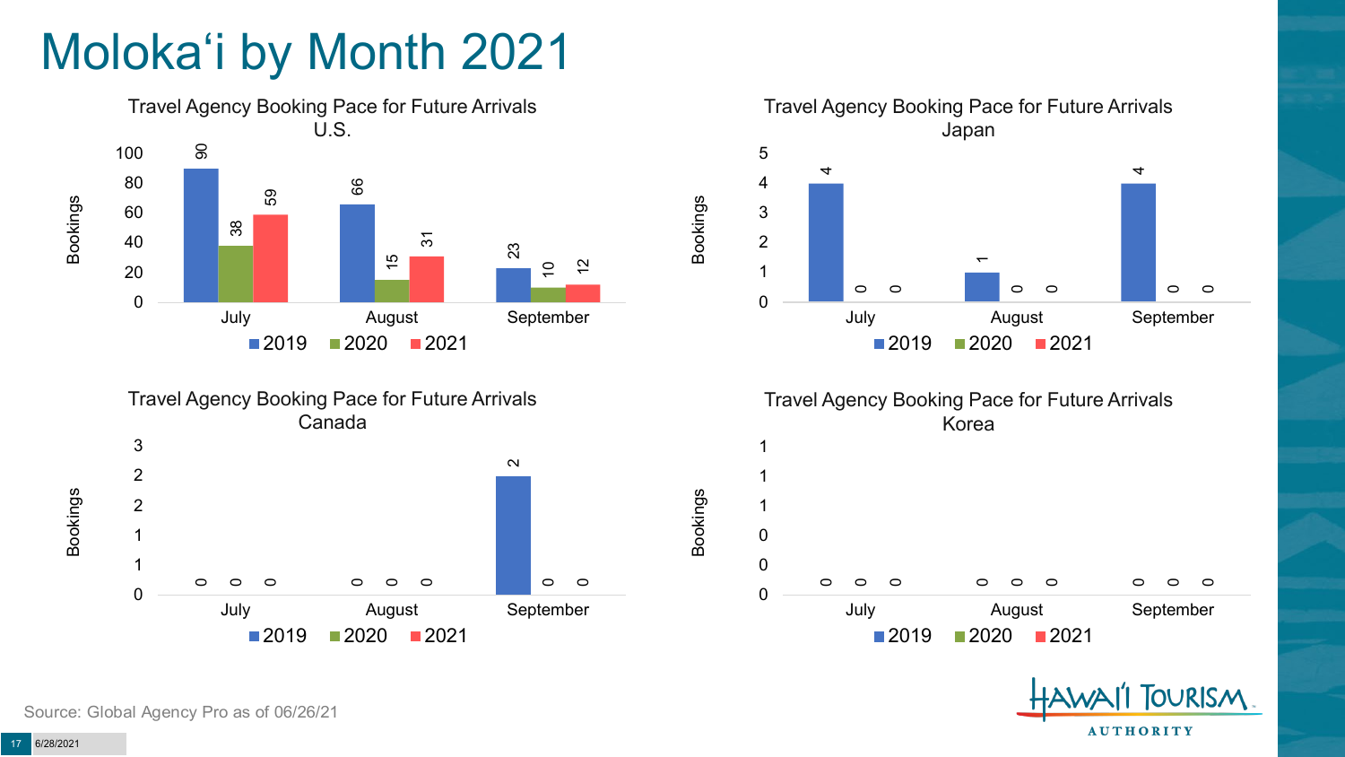# Molokaʻi by Month 2021

**Travel Agency Booking Pace for Future Arrivals U.S.**

| Bookings | 2019 | 2020 | 2021 |
|---|---|---|---|
| July | 90 | 38 | 59 |
| August | 66 | 15 | 31 |
| September | 23 | 10 | 12 |

**Travel Agency Booking Pace for Future Arrivals Japan**

| Bookings | 2019 | 2020 | 2021 |
|---|---|---|---|
| July | 4 | 0 | 0 |
| August | 1 | 0 | 0 |
| September | 4 | 0 | 0 |

**Travel Agency Booking Pace for Future Arrivals Canada**

| Bookings | 2019 | 2020 | 2021 |
|---|---|---|---|
| July | 0 | 0 | 0 |
| August | 0 | 0 | 0 |
| September | 2 | 0 | 0 |

**Travel Agency Booking Pace for Future Arrivals Korea**

| Bookings | 2019 | 2020 | 2021 |
|---|---|---|---|
| July | 0 | 0 | 0 |
| August | 0 | 0 | 0 |
| September | 0 | 0 | 0 |

Source: Global Agency Pro as of 06/26/21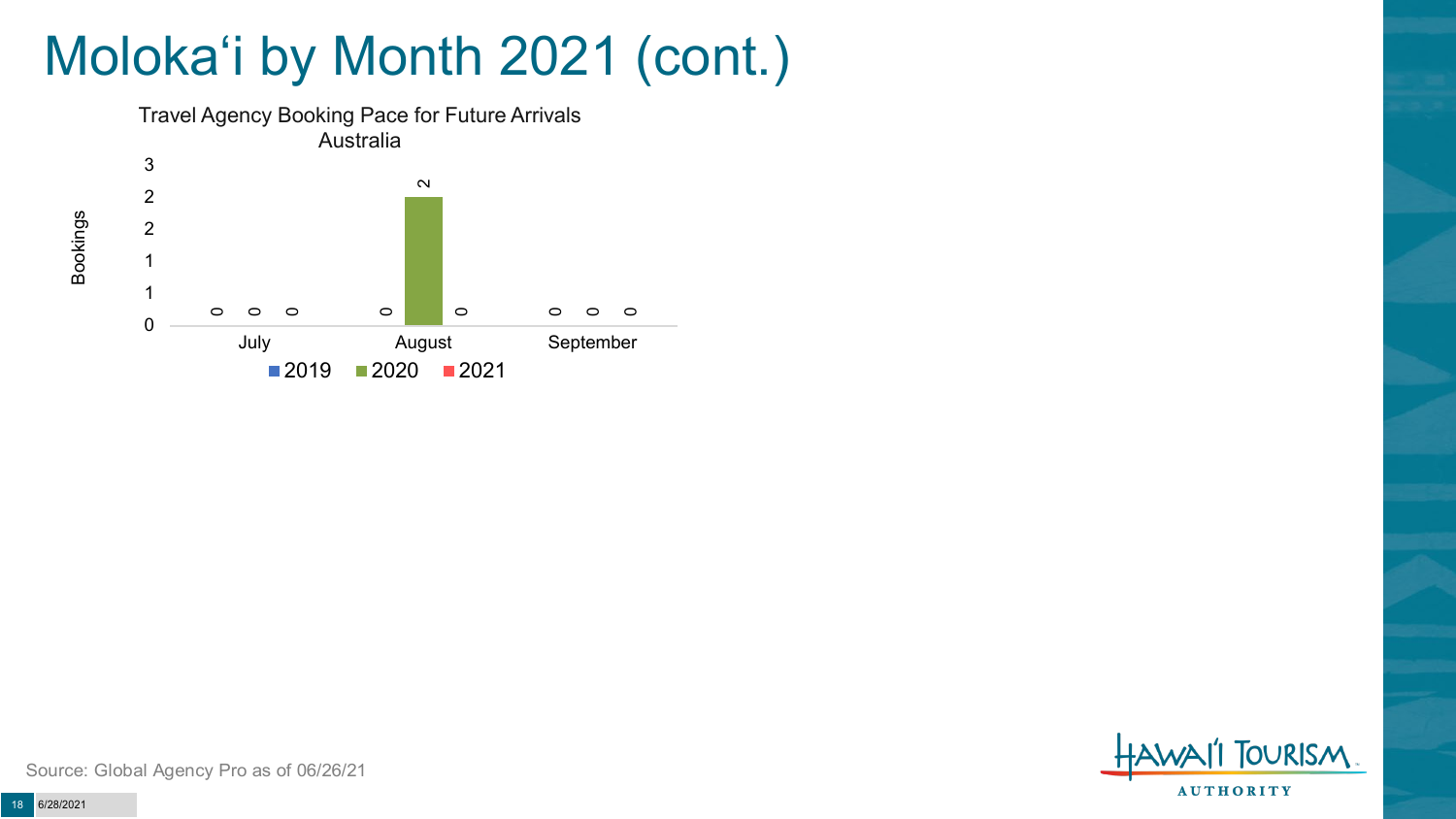# Moloka'i by Month 2021 (cont.)

Travel Agency Booking Pace for Future Arrivals
Australia

| Month | 2019 | 2020 | 2021 |
|---|---|---|---|
| July | 0 | 0 | 0 |
| August | 0 | 2 | 0 |
| September | 0 | 0 | 0 |

Source: Global Agency Pro as of 06/26/21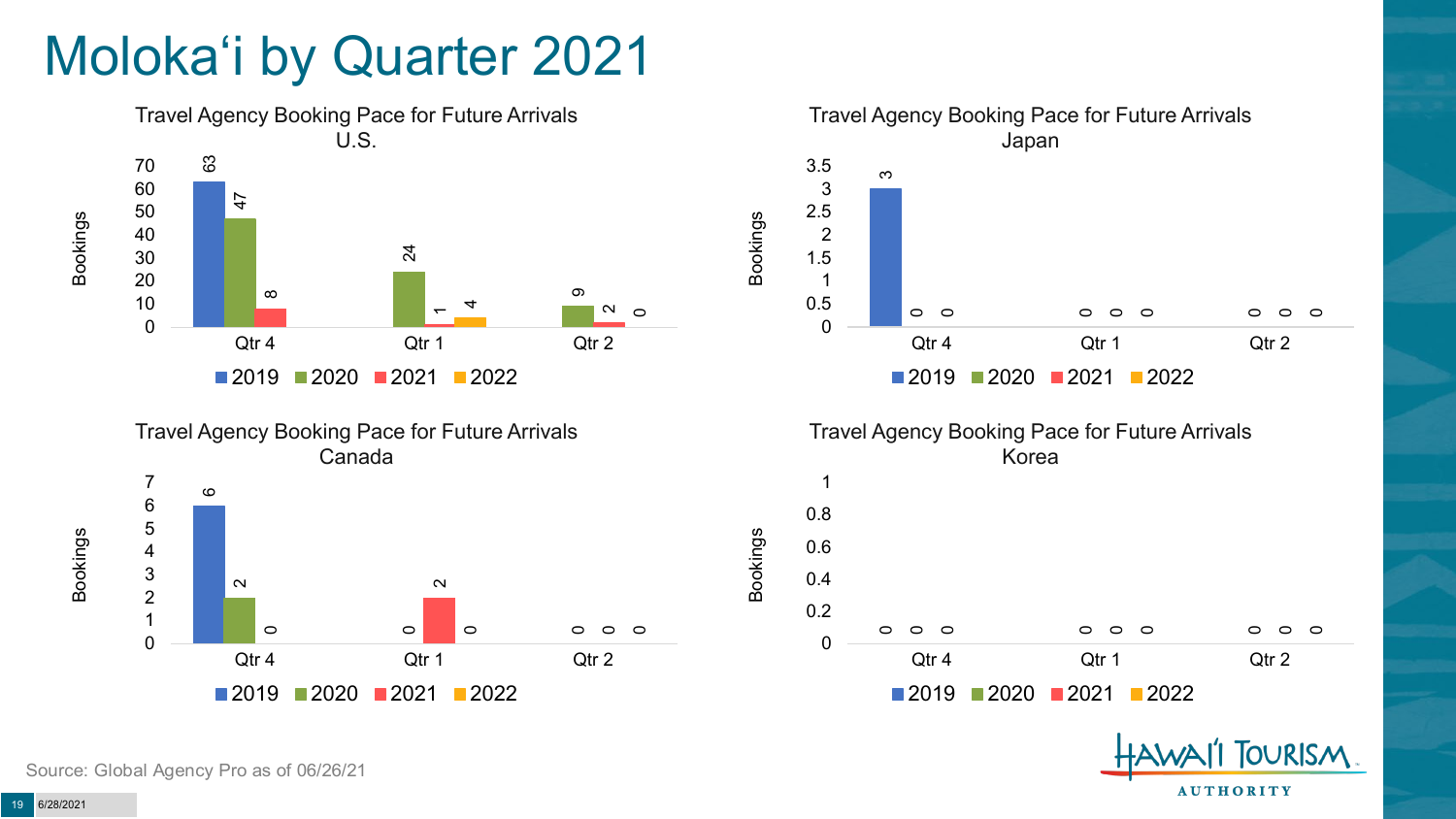# Molokaʻi by Quarter 2021

### Travel Agency Booking Pace for Future Arrivals U.S.

| Bookings | 2019 | 2020 | 2021 | 2022 |
|---|---|---|---|---|
| Qtr 4 | 63 | 47 | 8 | |
| Qtr 1 | | 24 | 1 | 4 |
| Qtr 2 | | 9 | 2 | 0 |

### Travel Agency Booking Pace for Future Arrivals Japan

| Bookings | 2019 | 2020 | 2021 | 2022 |
|---|---|---|---|---|
| Qtr 4 | 3 | 0 | 0 | |
| Qtr 1 | | 0 | 0 | 0 |
| Qtr 2 | | 0 | 0 | 0 |

### Travel Agency Booking Pace for Future Arrivals Canada

| Bookings | 2019 | 2020 | 2021 | 2022 |
|---|---|---|---|---|
| Qtr 4 | 6 | 2 | 0 | |
| Qtr 1 | | 0 | 2 | 0 |
| Qtr 2 | | 0 | 0 | 0 |

### Travel Agency Booking Pace for Future Arrivals Korea

| Bookings | 2019 | 2020 | 2021 | 2022 |
|---|---|---|---|---|
| Qtr 4 | 0 | 0 | 0 | |
| Qtr 1 | | 0 | 0 | 0 |
| Qtr 2 | | 0 | 0 | 0 |

Source: Global Agency Pro as of 06/26/21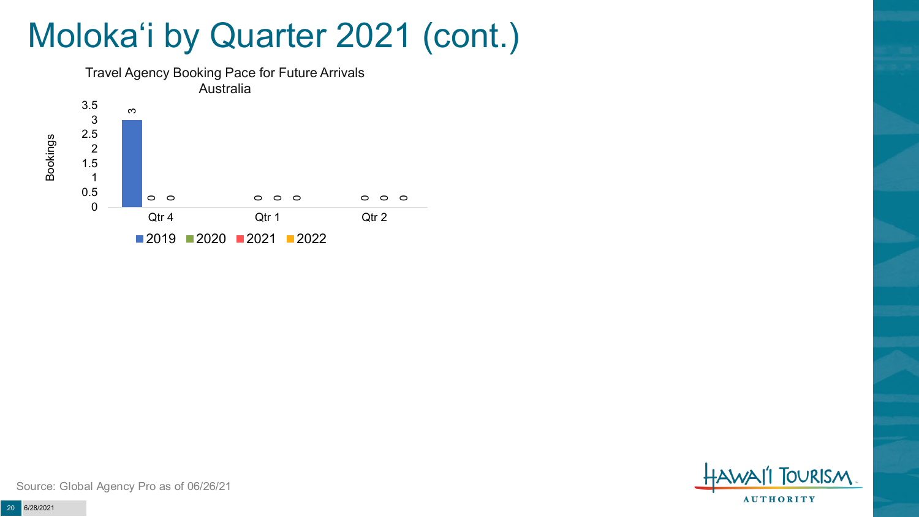# Moloka'i by Quarter 2021 (cont.)

Travel Agency Booking Pace for Future Arrivals
Australia

| Quarter | 2019 | 2020 | 2021 | 2022 |
|---|---|---|---|---|
| Qtr 4 | 3 | 0 | 0 | |
| Qtr 1 | | 0 | 0 | 0 |
| Qtr 2 | | 0 | 0 | 0 |

Source: Global Agency Pro as of 06/26/21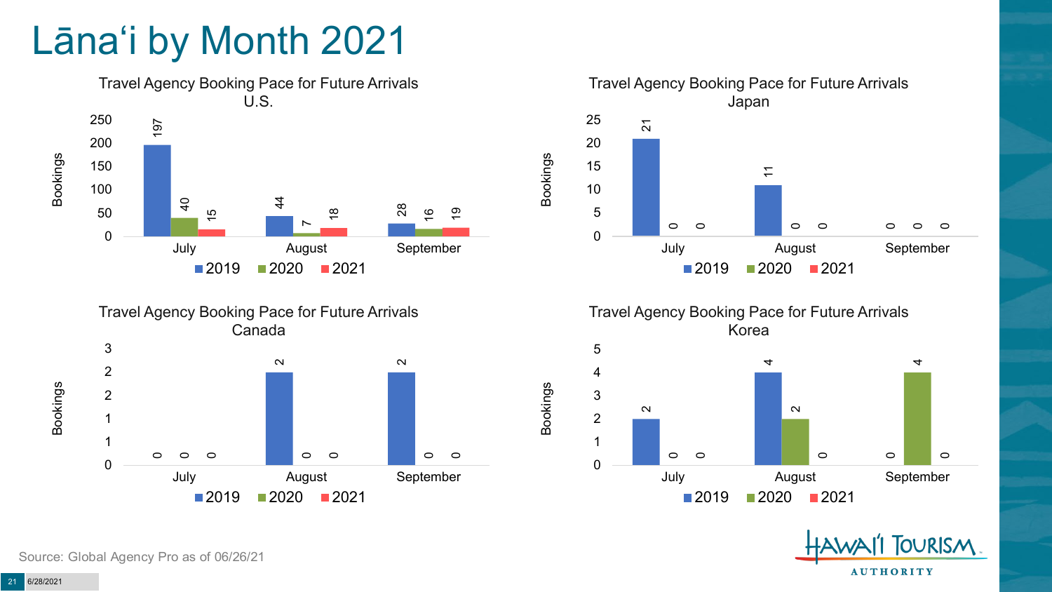# Lāna'i by Month 2021

**Travel Agency Booking Pace for Future Arrivals — U.S.**

| Month | 2019 | 2020 | 2021 |
|---|---|---|---|
| July | 197 | 40 | 15 |
| August | 44 | 7 | 18 |
| September | 28 | 16 | 19 |

**Travel Agency Booking Pace for Future Arrivals — Japan**

| Month | 2019 | 2020 | 2021 |
|---|---|---|---|
| July | 21 | 0 | 0 |
| August | 11 | 0 | 0 |
| September | 0 | 0 | 0 |

**Travel Agency Booking Pace for Future Arrivals — Canada**

| Month | 2019 | 2020 | 2021 |
|---|---|---|---|
| July | 0 | 0 | 0 |
| August | 2 | 0 | 0 |
| September | 2 | 0 | 0 |

**Travel Agency Booking Pace for Future Arrivals — Korea**

| Month | 2019 | 2020 | 2021 |
|---|---|---|---|
| July | 2 | 0 | 0 |
| August | 4 | 2 | 0 |
| September | 0 | 4 | 0 |

Source: Global Agency Pro as of 06/26/21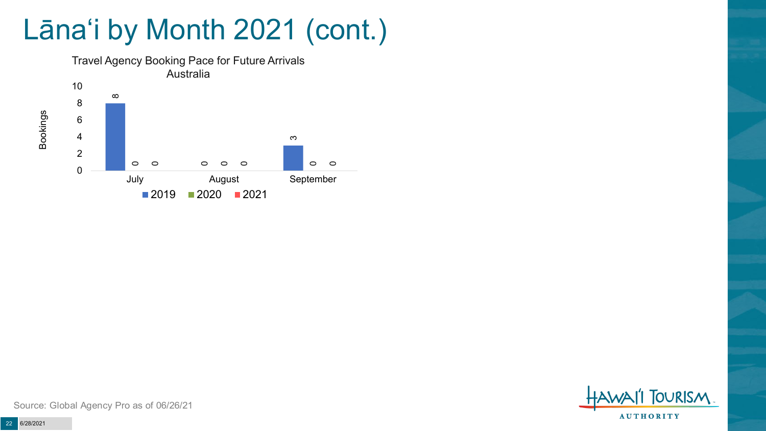# Lānaʻi by Month 2021 (cont.)

Travel Agency Booking Pace for Future Arrivals
Australia

| Month | 2019 | 2020 | 2021 |
| --- | --- | --- | --- |
| July | 8 | 0 | 0 |
| August | 0 | 0 | 0 |
| September | 3 | 0 | 0 |

Source: Global Agency Pro as of 06/26/21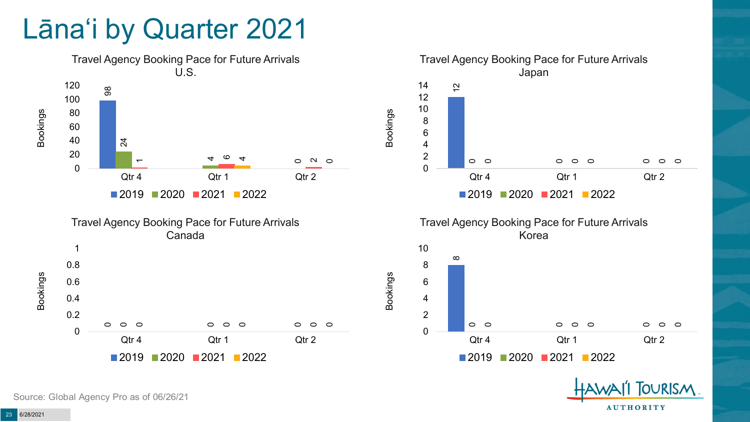# Lānaʻi by Quarter 2021

### Travel Agency Booking Pace for Future Arrivals U.S.

| Quarter | 2019 | 2020 | 2021 | 2022 |
|---|---|---|---|---|
| Qtr 4 | 98 | 24 | 1 | |
| Qtr 1 | | 4 | 6 | 4 |
| Qtr 2 | | 0 | 2 | 0 |

### Travel Agency Booking Pace for Future Arrivals Japan

| Quarter | 2019 | 2020 | 2021 | 2022 |
|---|---|---|---|---|
| Qtr 4 | 12 | 0 | 0 | |
| Qtr 1 | | 0 | 0 | 0 |
| Qtr 2 | | 0 | 0 | 0 |

### Travel Agency Booking Pace for Future Arrivals Canada

| Quarter | 2019 | 2020 | 2021 | 2022 |
|---|---|---|---|---|
| Qtr 4 | 0 | 0 | 0 | |
| Qtr 1 | | 0 | 0 | 0 |
| Qtr 2 | | 0 | 0 | 0 |

### Travel Agency Booking Pace for Future Arrivals Korea

| Quarter | 2019 | 2020 | 2021 | 2022 |
|---|---|---|---|---|
| Qtr 4 | 8 | 0 | 0 | |
| Qtr 1 | | 0 | 0 | 0 |
| Qtr 2 | | 0 | 0 | 0 |

Source: Global Agency Pro as of 06/26/21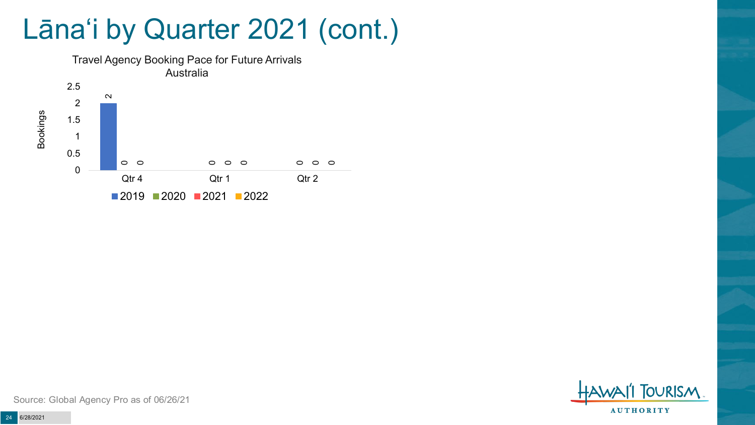# Lānaʻi by Quarter 2021 (cont.)

Travel Agency Booking Pace for Future Arrivals
Australia

| Bookings | 2019 | 2020 | 2021 | 2022 |
|---|---|---|---|---|
| Qtr 4 | 2 | 0 | 0 | |
| Qtr 1 | | 0 | 0 | 0 |
| Qtr 2 | | 0 | 0 | 0 |

Source: Global Agency Pro as of 06/26/21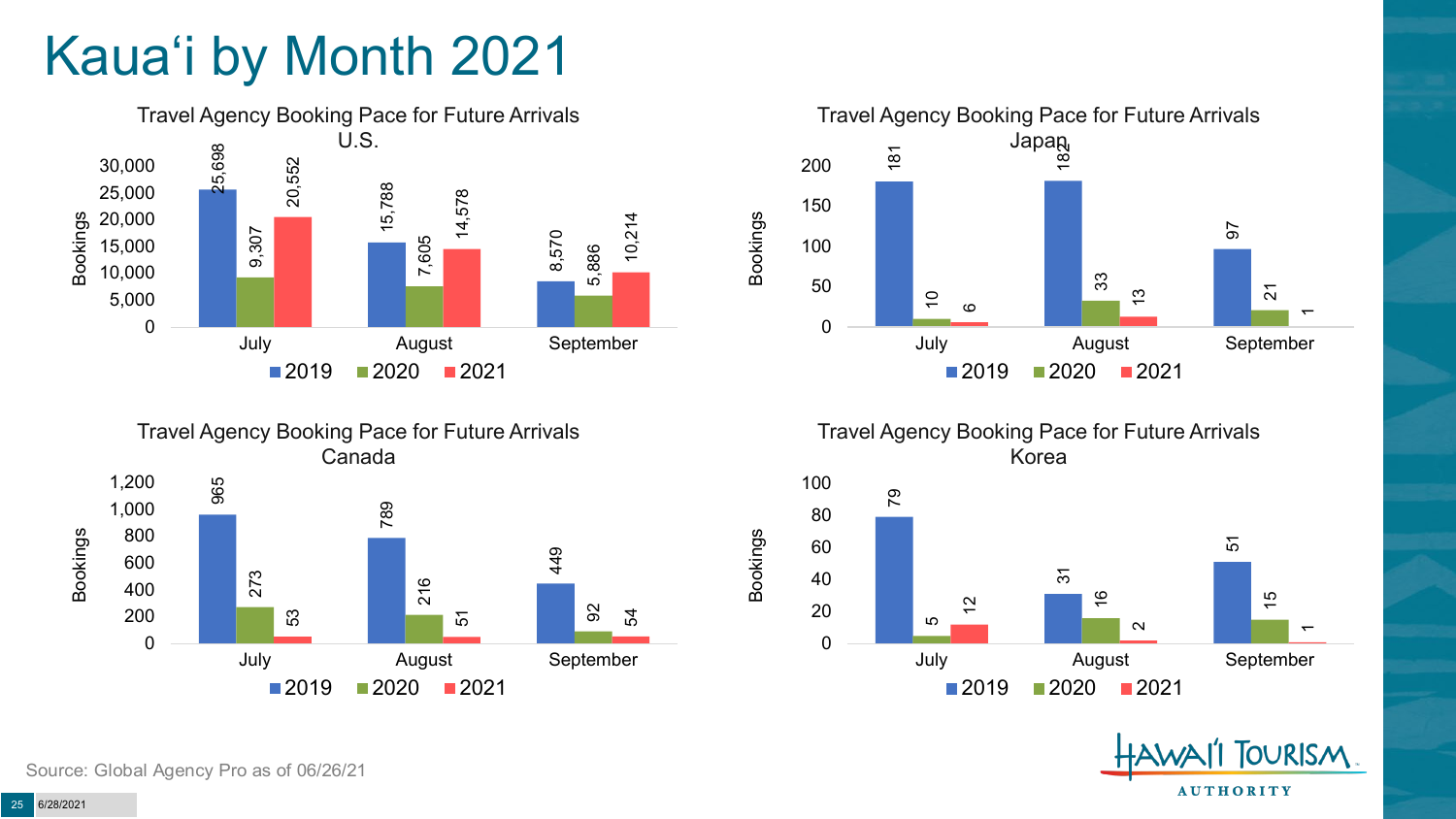# Kaua'i by Month 2021

### Travel Agency Booking Pace for Future Arrivals U.S.

| Month | 2019 | 2020 | 2021 |
| --- | --- | --- | --- |
| July | 25,698 | 9,307 | 20,552 |
| August | 15,788 | 7,605 | 14,578 |
| September | 8,570 | 5,886 | 10,214 |

### Travel Agency Booking Pace for Future Arrivals Japan

| Month | 2019 | 2020 | 2021 |
| --- | --- | --- | --- |
| July | 181 | 10 | 6 |
| August | 182 | 33 | 13 |
| September | 97 | 21 | 1 |

### Travel Agency Booking Pace for Future Arrivals Canada

| Month | 2019 | 2020 | 2021 |
| --- | --- | --- | --- |
| July | 965 | 273 | 53 |
| August | 789 | 216 | 51 |
| September | 449 | 92 | 54 |

### Travel Agency Booking Pace for Future Arrivals Korea

| Month | 2019 | 2020 | 2021 |
| --- | --- | --- | --- |
| July | 79 | 5 | 12 |
| August | 31 | 16 | 2 |
| September | 51 | 15 | 1 |

Source: Global Agency Pro as of 06/26/21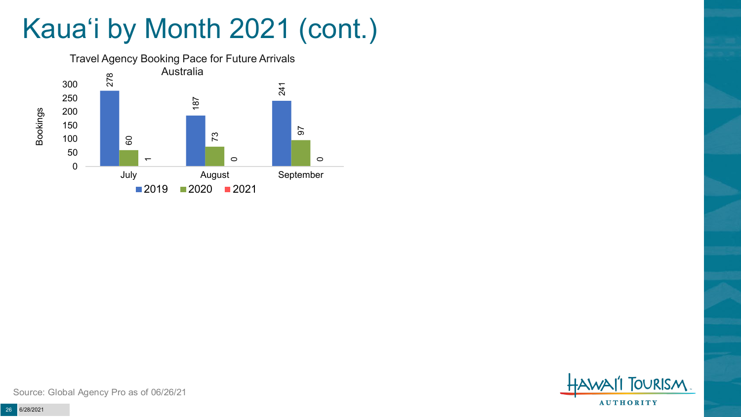# Kaua'i by Month 2021 (cont.)

**Travel Agency Booking Pace for Future Arrivals**
**Australia**

| Month | 2019 | 2020 | 2021 |
|---|---|---|---|
| July | 278 | 60 | 1 |
| August | 187 | 73 | 0 |
| September | 241 | 97 | 0 |

Source: Global Agency Pro as of 06/26/21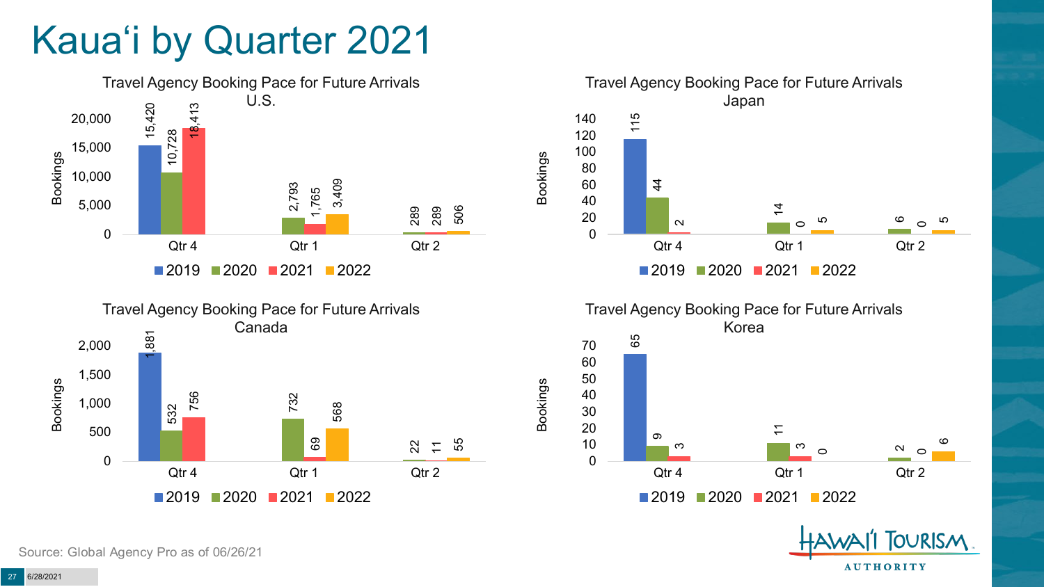# Kauaʻi by Quarter 2021

### Travel Agency Booking Pace for Future Arrivals U.S.

| Bookings | 2019 | 2020 | 2021 | 2022 |
|---|---|---|---|---|
| Qtr 4 | 15,420 | 10,728 | 18,413 | |
| Qtr 1 | | 2,793 | 1,765 | 3,409 |
| Qtr 2 | | 289 | 289 | 506 |

### Travel Agency Booking Pace for Future Arrivals Japan

| Bookings | 2019 | 2020 | 2021 | 2022 |
|---|---|---|---|---|
| Qtr 4 | 115 | 44 | 2 | |
| Qtr 1 | | 14 | 0 | 5 |
| Qtr 2 | | 6 | 0 | 5 |

### Travel Agency Booking Pace for Future Arrivals Canada

| Bookings | 2019 | 2020 | 2021 | 2022 |
|---|---|---|---|---|
| Qtr 4 | 1,881 | 532 | 756 | |
| Qtr 1 | | 732 | 69 | 568 |
| Qtr 2 | | 22 | 11 | 55 |

### Travel Agency Booking Pace for Future Arrivals Korea

| Bookings | 2019 | 2020 | 2021 | 2022 |
|---|---|---|---|---|
| Qtr 4 | 65 | 9 | 3 | |
| Qtr 1 | | 11 | 3 | 0 |
| Qtr 2 | | 2 | 0 | 6 |

Source: Global Agency Pro as of 06/26/21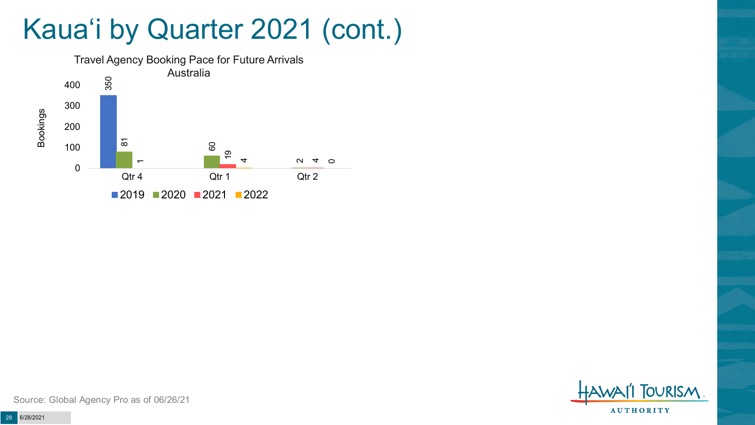# Kauaʻi by Quarter 2021 (cont.)

Travel Agency Booking Pace for Future Arrivals
Australia

| Quarter | 2019 | 2020 | 2021 | 2022 |
|---|---|---|---|---|
| Qtr 4 | 350 | 81 | 1 | |
| Qtr 1 | | 60 | 19 | 4 |
| Qtr 2 | | 2 | 4 | 0 |

Source: Global Agency Pro as of 06/26/21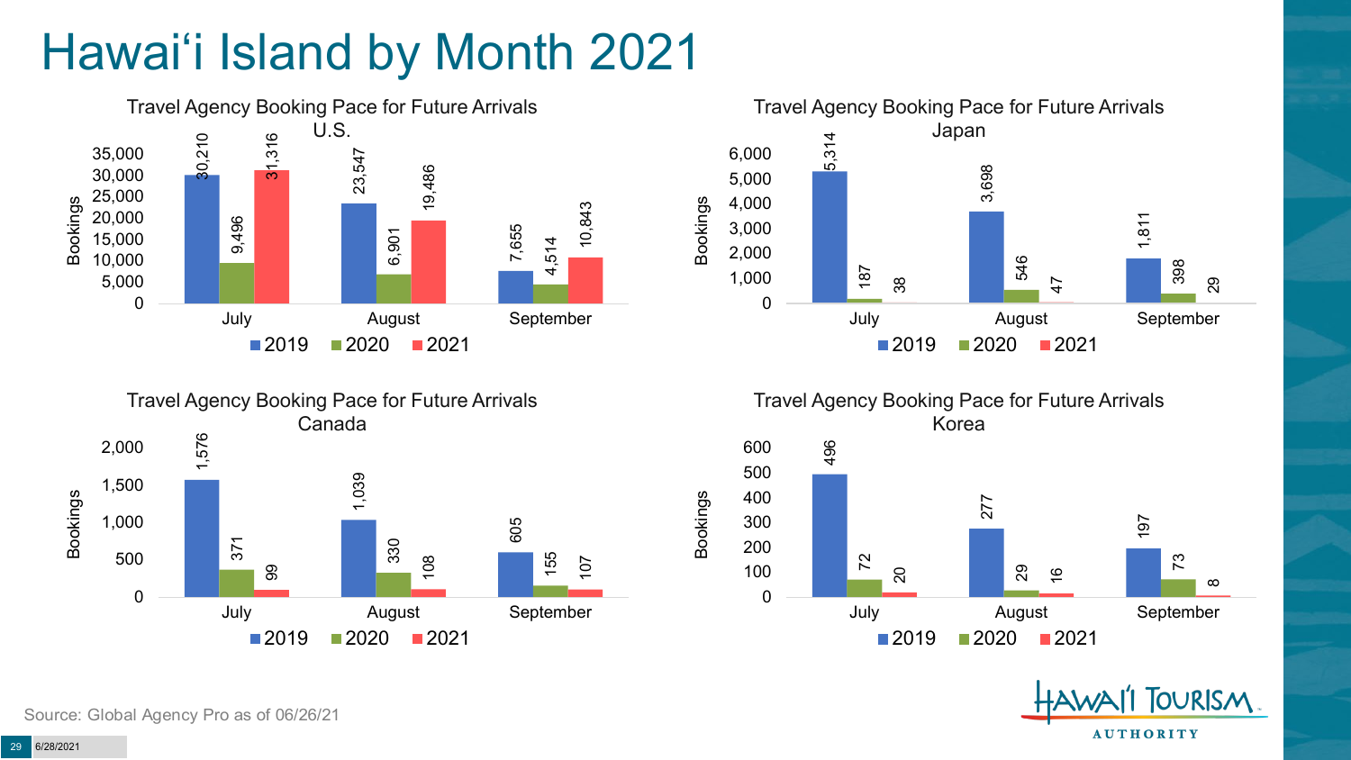# Hawai'i Island by Month 2021

**Travel Agency Booking Pace for Future Arrivals U.S.**

| Bookings | 2019 | 2020 | 2021 |
|---|---|---|---|
| July | 30,210 | 9,496 | 31,316 |
| August | 23,547 | 6,901 | 19,486 |
| September | 7,655 | 4,514 | 10,843 |

**Travel Agency Booking Pace for Future Arrivals Japan**

| Bookings | 2019 | 2020 | 2021 |
|---|---|---|---|
| July | 5,314 | 187 | 38 |
| August | 3,698 | 546 | 47 |
| September | 1,811 | 398 | 29 |

**Travel Agency Booking Pace for Future Arrivals Canada**

| Bookings | 2019 | 2020 | 2021 |
|---|---|---|---|
| July | 1,576 | 371 | 99 |
| August | 1,039 | 330 | 108 |
| September | 605 | 155 | 107 |

**Travel Agency Booking Pace for Future Arrivals Korea**

| Bookings | 2019 | 2020 | 2021 |
|---|---|---|---|
| July | 496 | 72 | 20 |
| August | 277 | 29 | 16 |
| September | 197 | 73 | 8 |

Source: Global Agency Pro as of 06/26/21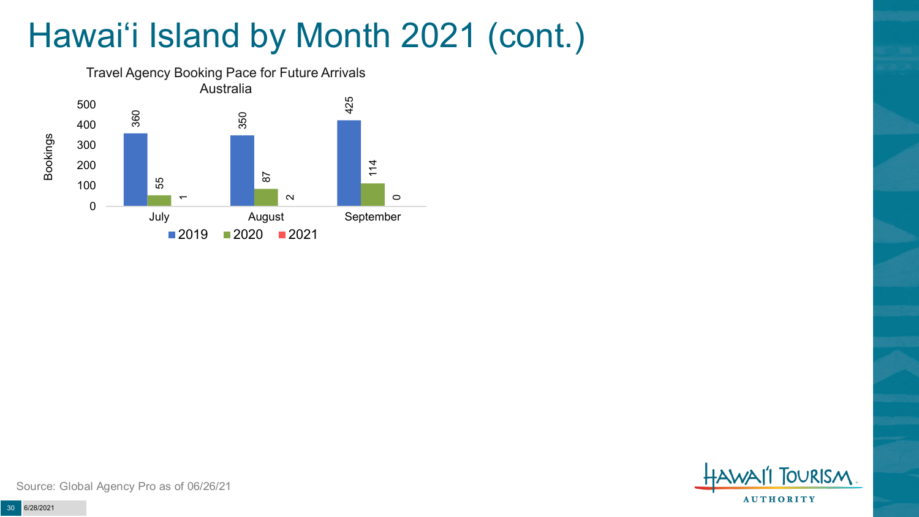# Hawai'i Island by Month 2021 (cont.)

Travel Agency Booking Pace for Future Arrivals
Australia

| Month | 2019 | 2020 | 2021 |
|---|---|---|---|
| July | 360 | 55 | 1 |
| August | 350 | 87 | 2 |
| September | 425 | 114 | 0 |

Source: Global Agency Pro as of 06/26/21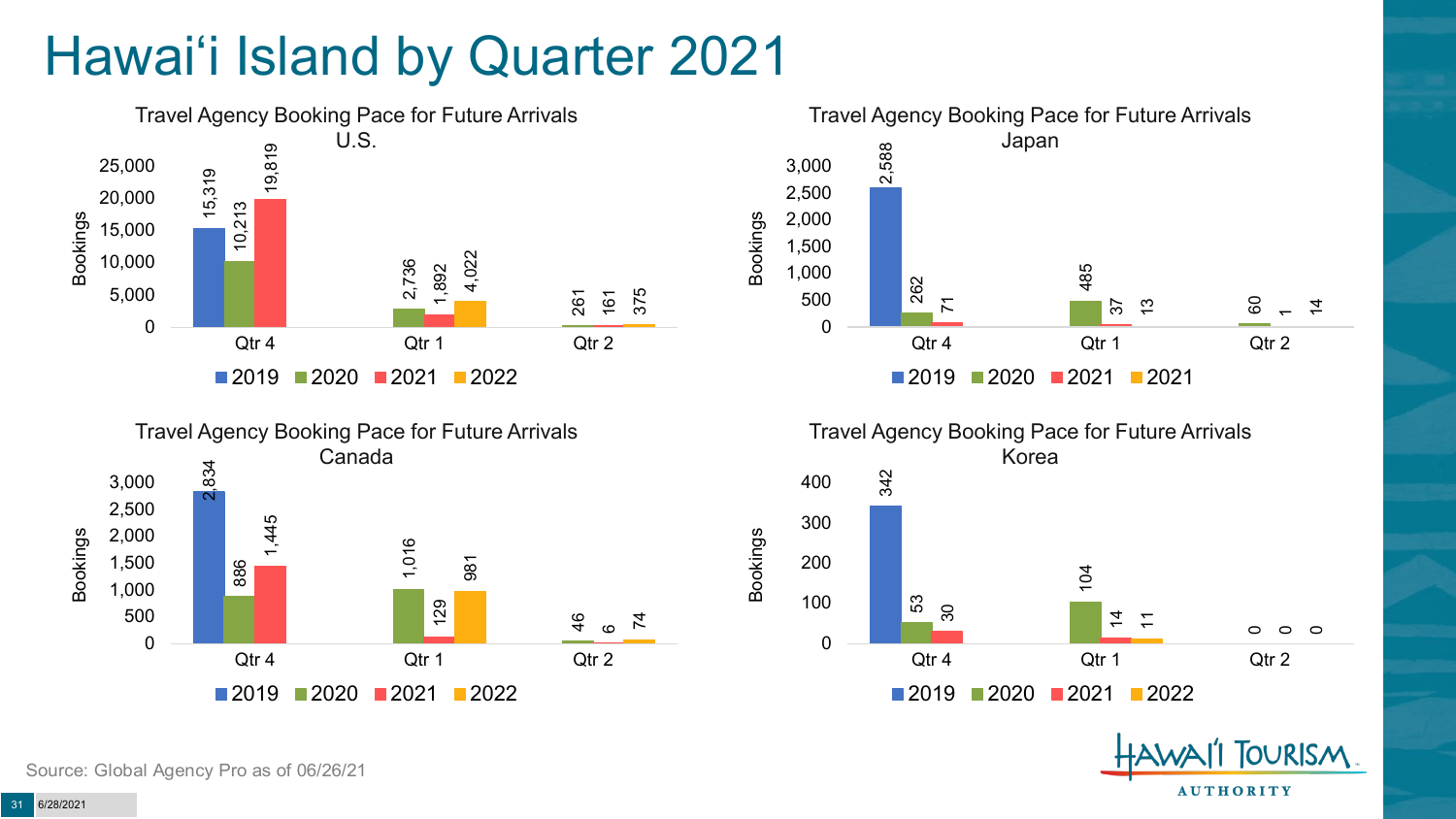# Hawai'i Island by Quarter 2021

### Travel Agency Booking Pace for Future Arrivals U.S.

| | 2019 | 2020 | 2021 | 2022 |
|---|---|---|---|---|
| Qtr 4 | 15,319 | 10,213 | 19,819 | |
| Qtr 1 | | 2,736 | 1,892 | 4,022 |
| Qtr 2 | | 261 | 161 | 375 |

### Travel Agency Booking Pace for Future Arrivals Japan

| | 2019 | 2020 | 2021 | 2021 |
|---|---|---|---|---|
| Qtr 4 | 2,588 | 262 | 71 | |
| Qtr 1 | | 485 | 37 | 13 |
| Qtr 2 | | 60 | 1 | 14 |

### Travel Agency Booking Pace for Future Arrivals Canada

| | 2019 | 2020 | 2021 | 2022 |
|---|---|---|---|---|
| Qtr 4 | 2,834 | 886 | 1,445 | |
| Qtr 1 | | 1,016 | 129 | 981 |
| Qtr 2 | | 46 | 6 | 74 |

### Travel Agency Booking Pace for Future Arrivals Korea

| | 2019 | 2020 | 2021 | 2022 |
|---|---|---|---|---|
| Qtr 4 | 342 | 53 | 30 | |
| Qtr 1 | | 104 | 14 | 11 |
| Qtr 2 | | 0 | 0 | 0 |

Source: Global Agency Pro as of 06/26/21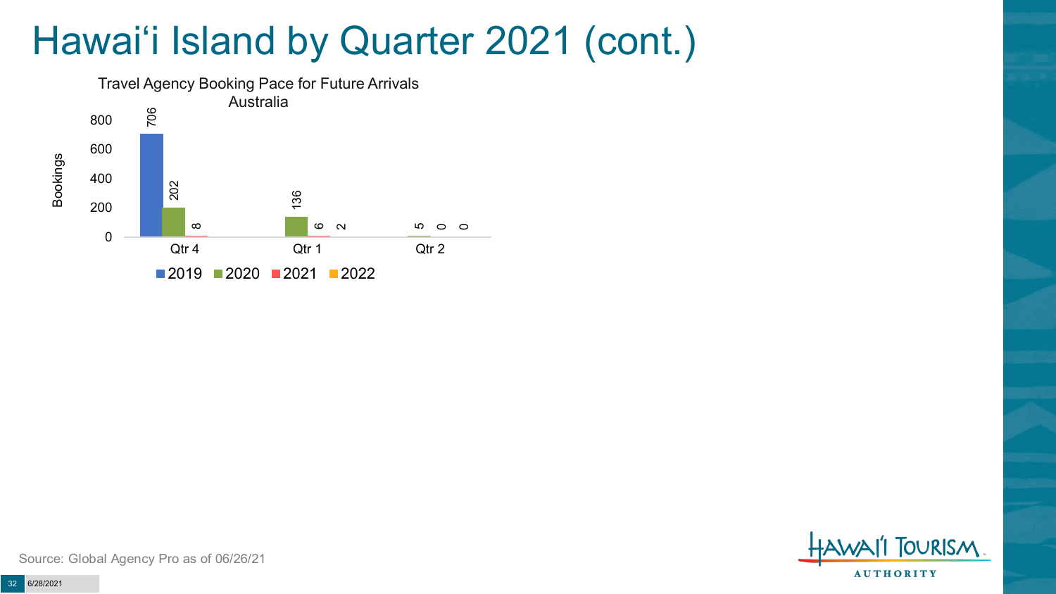# Hawai'i Island by Quarter 2021 (cont.)

Travel Agency Booking Pace for Future Arrivals
Australia

Bookings

800
600
400
200
0

706
202
8
136
6
2
5
0
0

Qtr 4
Qtr 1
Qtr 2

2019 2020 2021 2022

Source: Global Agency Pro as of 06/26/21